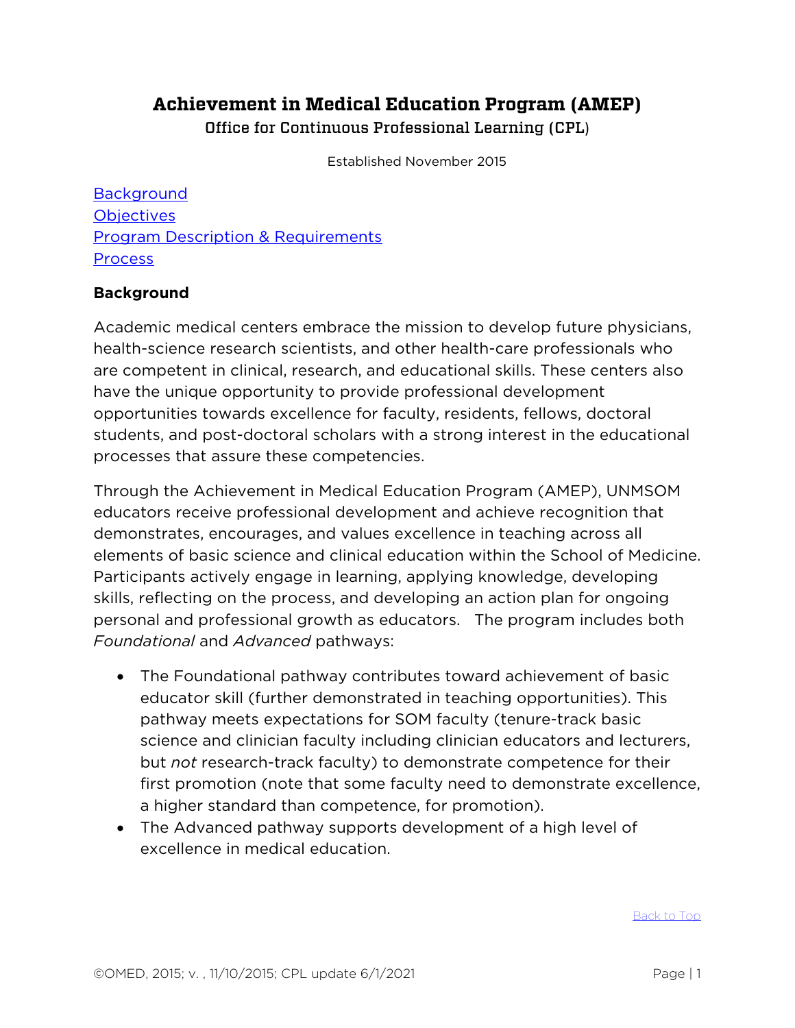# Achievement in Medical Education Program (AMEP)

## Office for Continuous Professional Learning (CPL)

Established November 2015

[Background](#background)
[Objectives](#objectives)
[Program Description & Requirements](#program-description--requirements)
[Process](#process)

**Background**

Academic medical centers embrace the mission to develop future physicians, health-science research scientists, and other health-care professionals who are competent in clinical, research, and educational skills. These centers also have the unique opportunity to provide professional development opportunities towards excellence for faculty, residents, fellows, doctoral students, and post-doctoral scholars with a strong interest in the educational processes that assure these competencies.

Through the Achievement in Medical Education Program (AMEP), UNMSOM educators receive professional development and achieve recognition that demonstrates, encourages, and values excellence in teaching across all elements of basic science and clinical education within the School of Medicine. Participants actively engage in learning, applying knowledge, developing skills, reflecting on the process, and developing an action plan for ongoing personal and professional growth as educators. The program includes both *Foundational* and *Advanced* pathways:

- The Foundational pathway contributes toward achievement of basic educator skill (further demonstrated in teaching opportunities). This pathway meets expectations for SOM faculty (tenure-track basic science and clinician faculty including clinician educators and lecturers, but *not* research-track faculty) to demonstrate competence for their first promotion (note that some faculty need to demonstrate excellence, a higher standard than competence, for promotion).
- The Advanced pathway supports development of a high level of excellence in medical education.

[Back to Top](#)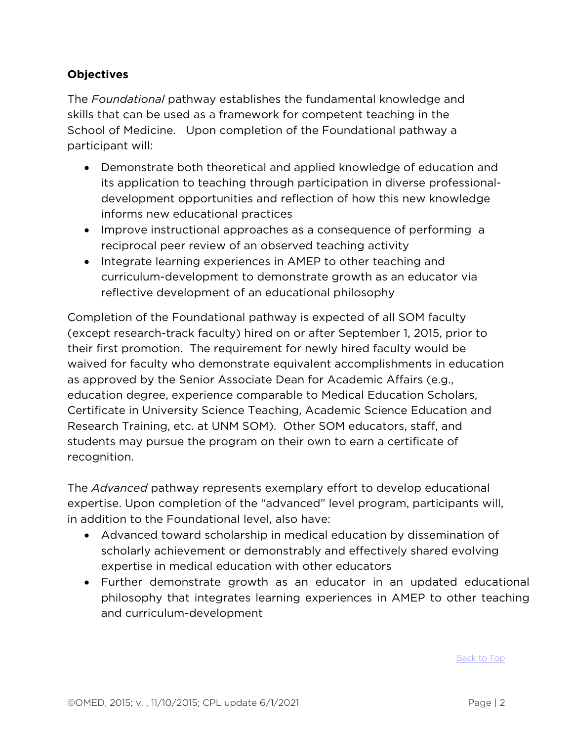**Objectives**

The *Foundational* pathway establishes the fundamental knowledge and skills that can be used as a framework for competent teaching in the School of Medicine. Upon completion of the Foundational pathway a participant will:

- Demonstrate both theoretical and applied knowledge of education and its application to teaching through participation in diverse professional-development opportunities and reflection of how this new knowledge informs new educational practices
- Improve instructional approaches as a consequence of performing a reciprocal peer review of an observed teaching activity
- Integrate learning experiences in AMEP to other teaching and curriculum-development to demonstrate growth as an educator via reflective development of an educational philosophy

Completion of the Foundational pathway is expected of all SOM faculty (except research-track faculty) hired on or after September 1, 2015, prior to their first promotion. The requirement for newly hired faculty would be waived for faculty who demonstrate equivalent accomplishments in education as approved by the Senior Associate Dean for Academic Affairs (e.g., education degree, experience comparable to Medical Education Scholars, Certificate in University Science Teaching, Academic Science Education and Research Training, etc. at UNM SOM). Other SOM educators, staff, and students may pursue the program on their own to earn a certificate of recognition.

The *Advanced* pathway represents exemplary effort to develop educational expertise. Upon completion of the "advanced" level program, participants will, in addition to the Foundational level, also have:

- Advanced toward scholarship in medical education by dissemination of scholarly achievement or demonstrably and effectively shared evolving expertise in medical education with other educators
- Further demonstrate growth as an educator in an updated educational philosophy that integrates learning experiences in AMEP to other teaching and curriculum-development

Back to Top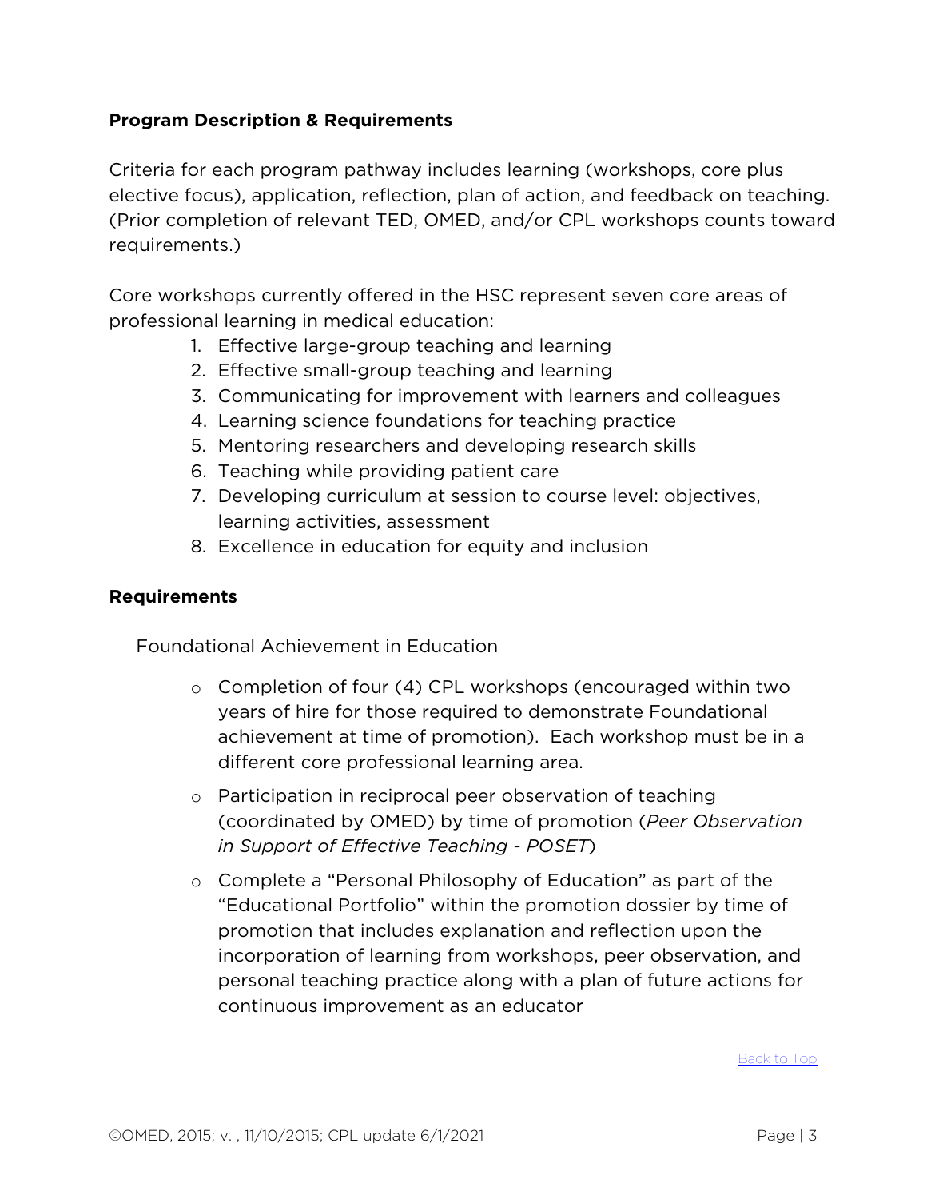**Program Description & Requirements**

Criteria for each program pathway includes learning (workshops, core plus elective focus), application, reflection, plan of action, and feedback on teaching. (Prior completion of relevant TED, OMED, and/or CPL workshops counts toward requirements.)

Core workshops currently offered in the HSC represent seven core areas of professional learning in medical education:

1. Effective large-group teaching and learning
2. Effective small-group teaching and learning
3. Communicating for improvement with learners and colleagues
4. Learning science foundations for teaching practice
5. Mentoring researchers and developing research skills
6. Teaching while providing patient care
7. Developing curriculum at session to course level: objectives, learning activities, assessment
8. Excellence in education for equity and inclusion

**Requirements**

<u>Foundational Achievement in Education</u>

- Completion of four (4) CPL workshops (encouraged within two years of hire for those required to demonstrate Foundational achievement at time of promotion). Each workshop must be in a different core professional learning area.
- Participation in reciprocal peer observation of teaching (coordinated by OMED) by time of promotion (*Peer Observation in Support of Effective Teaching - POSET*)
- Complete a "Personal Philosophy of Education" as part of the "Educational Portfolio" within the promotion dossier by time of promotion that includes explanation and reflection upon the incorporation of learning from workshops, peer observation, and personal teaching practice along with a plan of future actions for continuous improvement as an educator

Back to Top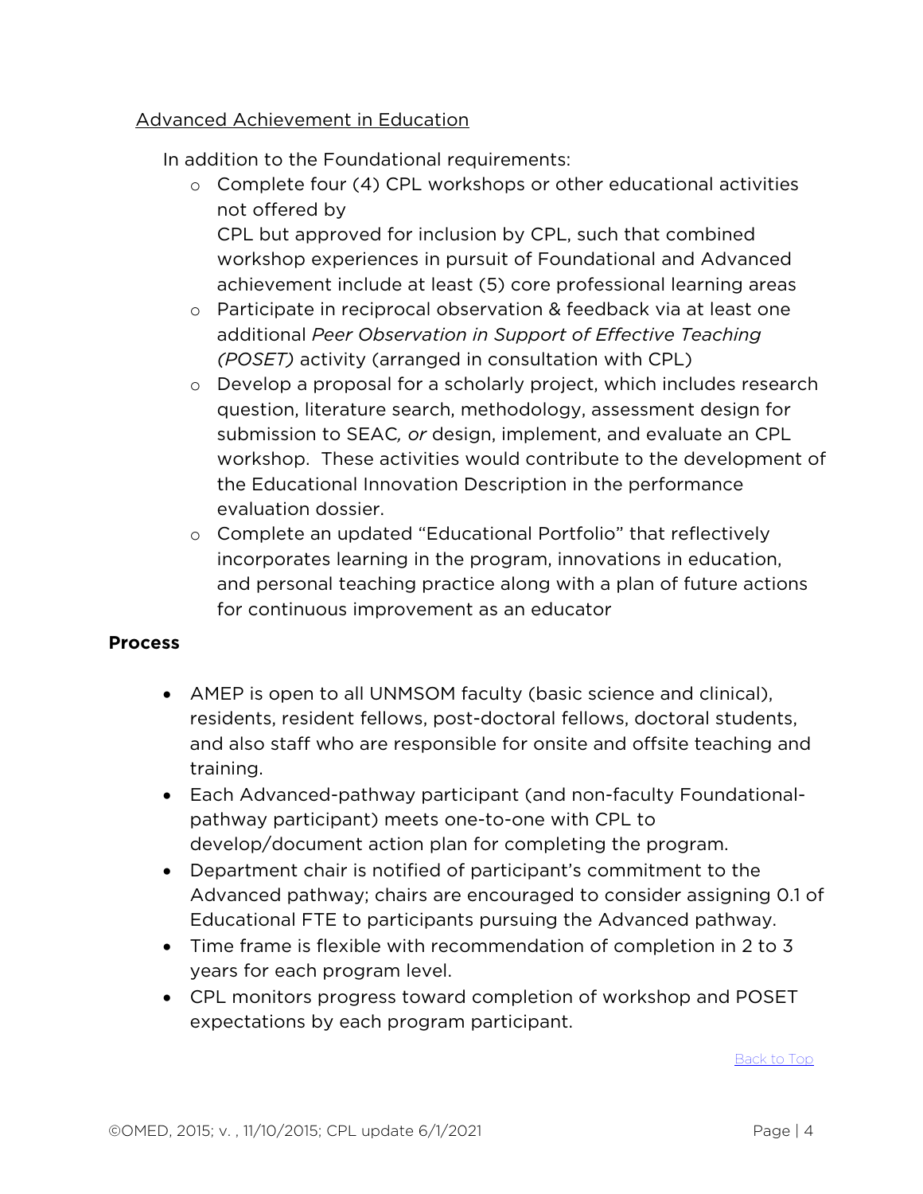Advanced Achievement in Education

In addition to the Foundational requirements:

- Complete four (4) CPL workshops or other educational activities not offered by CPL but approved for inclusion by CPL, such that combined workshop experiences in pursuit of Foundational and Advanced achievement include at least (5) core professional learning areas
- Participate in reciprocal observation & feedback via at least one additional *Peer Observation in Support of Effective Teaching (POSET)* activity (arranged in consultation with CPL)
- Develop a proposal for a scholarly project, which includes research question, literature search, methodology, assessment design for submission to SEAC*, or* design, implement, and evaluate an CPL workshop. These activities would contribute to the development of the Educational Innovation Description in the performance evaluation dossier.
- Complete an updated "Educational Portfolio" that reflectively incorporates learning in the program, innovations in education, and personal teaching practice along with a plan of future actions for continuous improvement as an educator

**Process**

- AMEP is open to all UNMSOM faculty (basic science and clinical), residents, resident fellows, post-doctoral fellows, doctoral students, and also staff who are responsible for onsite and offsite teaching and training.
- Each Advanced-pathway participant (and non-faculty Foundational-pathway participant) meets one-to-one with CPL to develop/document action plan for completing the program.
- Department chair is notified of participant's commitment to the Advanced pathway; chairs are encouraged to consider assigning 0.1 of Educational FTE to participants pursuing the Advanced pathway.
- Time frame is flexible with recommendation of completion in 2 to 3 years for each program level.
- CPL monitors progress toward completion of workshop and POSET expectations by each program participant.

Back to Top

©OMED, 2015; v. , 11/10/2015; CPL update 6/1/2021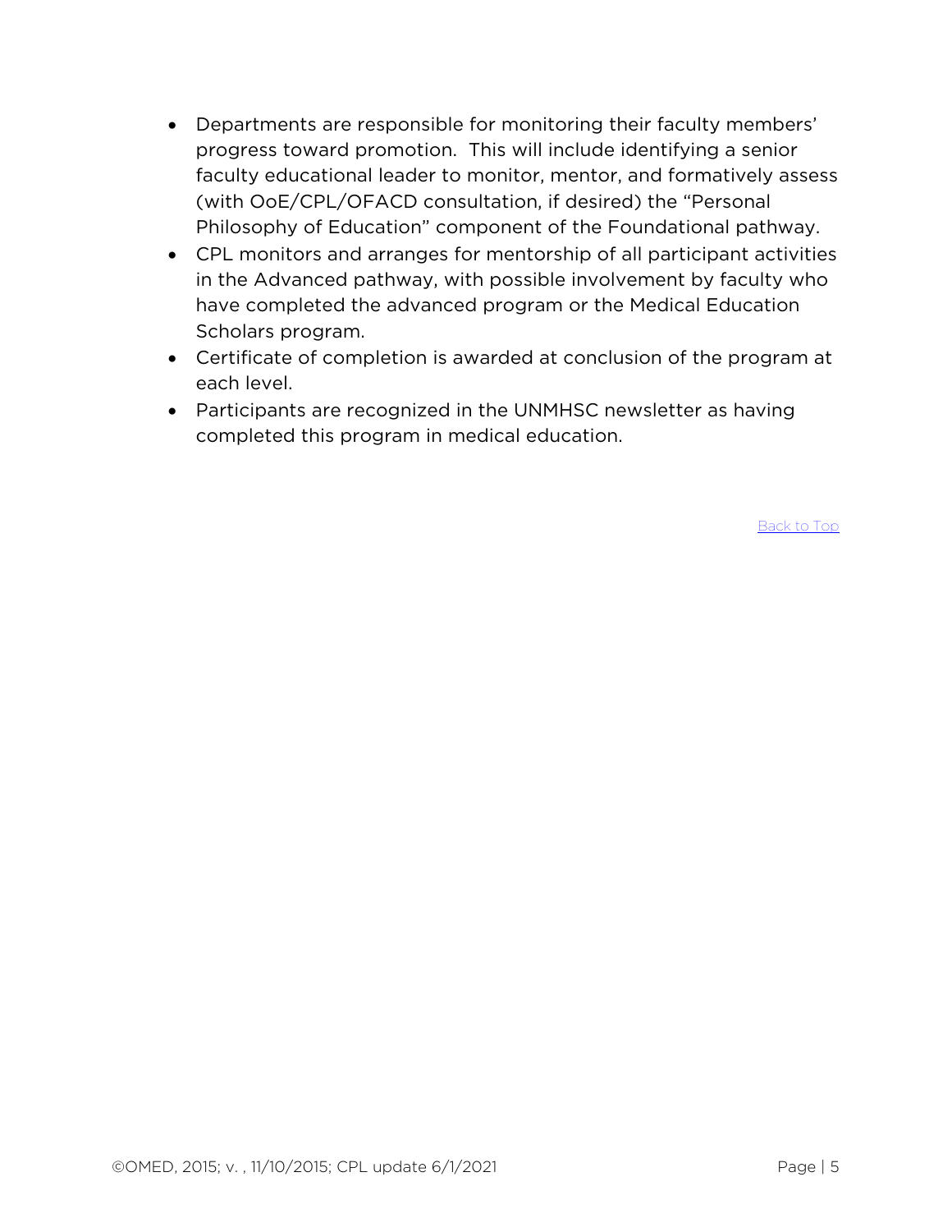- Departments are responsible for monitoring their faculty members' progress toward promotion. This will include identifying a senior faculty educational leader to monitor, mentor, and formatively assess (with OoE/CPL/OFACD consultation, if desired) the "Personal Philosophy of Education" component of the Foundational pathway.
- CPL monitors and arranges for mentorship of all participant activities in the Advanced pathway, with possible involvement by faculty who have completed the advanced program or the Medical Education Scholars program.
- Certificate of completion is awarded at conclusion of the program at each level.
- Participants are recognized in the UNMHSC newsletter as having completed this program in medical education.

Back to Top

©OMED, 2015; v. , 11/10/2015; CPL update 6/1/2021